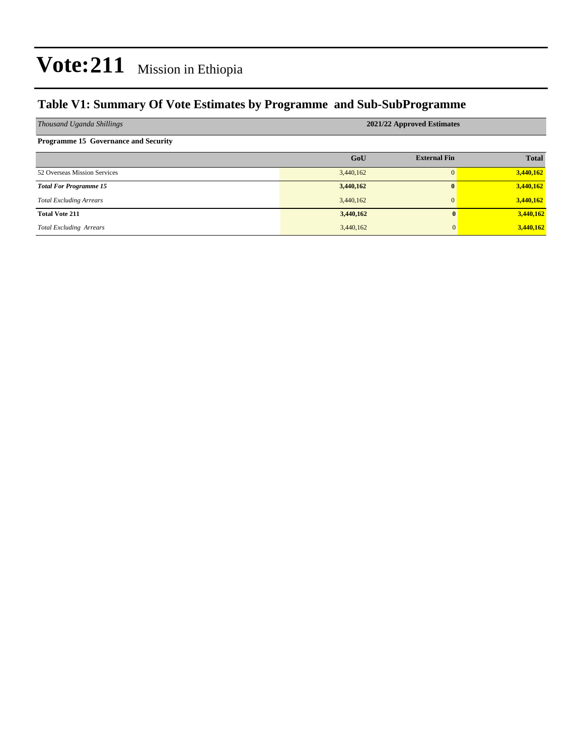# Vote:211 Mission in Ethiopia

## Table V1: Summary Of Vote Estimates by Programme and Sub-SubProgramme

| *Thousand Uganda Shillings* | 2021/22 Approved Estimates | | |
|---|---|---|---|
| **Programme 15 Governance and Security** | | | |
| | **GoU** | **External Fin** | **Total** |
| 52 Overseas Mission Services | 3,440,162 | 0 | **3,440,162** |
| ***Total For Programme 15*** | **3,440,162** | **0** | **3,440,162** |
| *Total Excluding Arrears* | 3,440,162 | 0 | **3,440,162** |
| **Total Vote 211** | **3,440,162** | **0** | **3,440,162** |
| *Total Excluding Arrears* | 3,440,162 | 0 | **3,440,162** |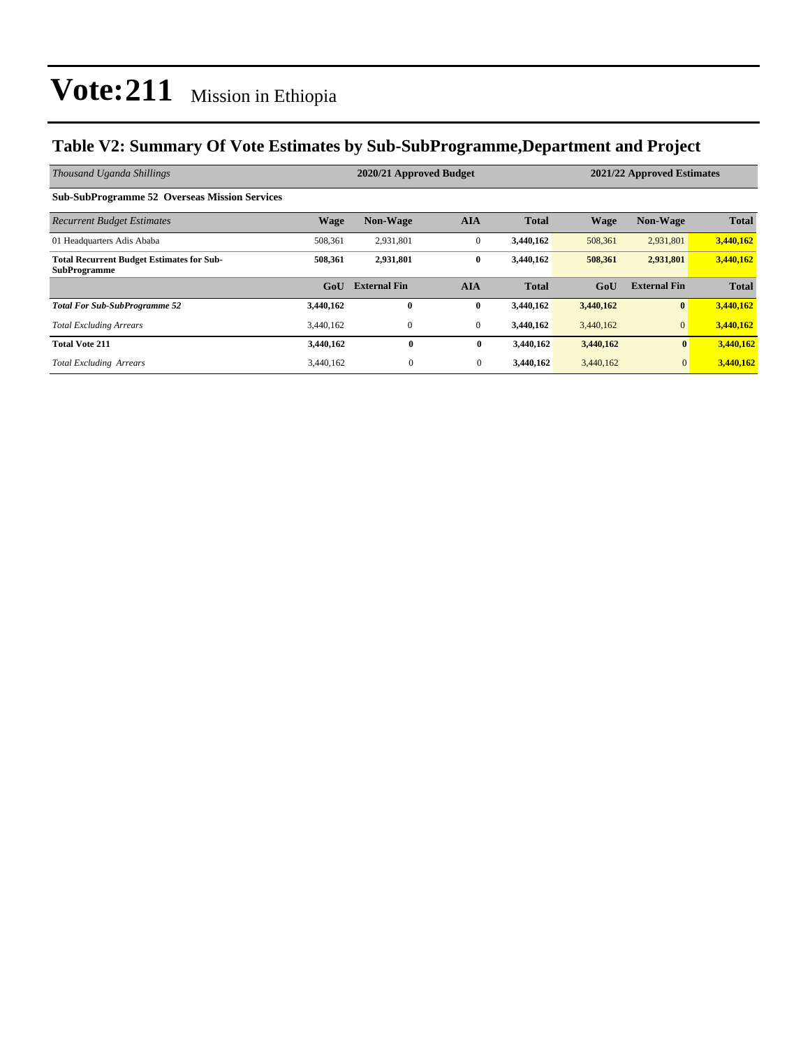# Vote:211 Mission in Ethiopia

## Table V2: Summary Of Vote Estimates by Sub-SubProgramme,Department and Project

| *Thousand Uganda Shillings* | 2020/21 Approved Budget | | | | 2021/22 Approved Estimates | | |
|---|---|---|---|---|---|---|---|
| **Sub-SubProgramme 52 Overseas Mission Services** | | | | | | | |
| *Recurrent Budget Estimates* | **Wage** | **Non-Wage** | **AIA** | **Total** | **Wage** | **Non-Wage** | **Total** |
| 01 Headquarters Adis Ababa | 508,361 | 2,931,801 | 0 | **3,440,162** | 508,361 | 2,931,801 | **3,440,162** |
| **Total Recurrent Budget Estimates for Sub-SubProgramme** | **508,361** | **2,931,801** | **0** | **3,440,162** | **508,361** | **2,931,801** | **3,440,162** |
| | **GoU** | **External Fin** | **AIA** | **Total** | **GoU** | **External Fin** | **Total** |
| ***Total For Sub-SubProgramme 52*** | **3,440,162** | **0** | **0** | **3,440,162** | **3,440,162** | **0** | **3,440,162** |
| *Total Excluding Arrears* | 3,440,162 | 0 | 0 | **3,440,162** | 3,440,162 | 0 | **3,440,162** |
| **Total Vote 211** | **3,440,162** | **0** | **0** | **3,440,162** | **3,440,162** | **0** | **3,440,162** |
| *Total Excluding Arrears* | 3,440,162 | 0 | 0 | **3,440,162** | 3,440,162 | 0 | **3,440,162** |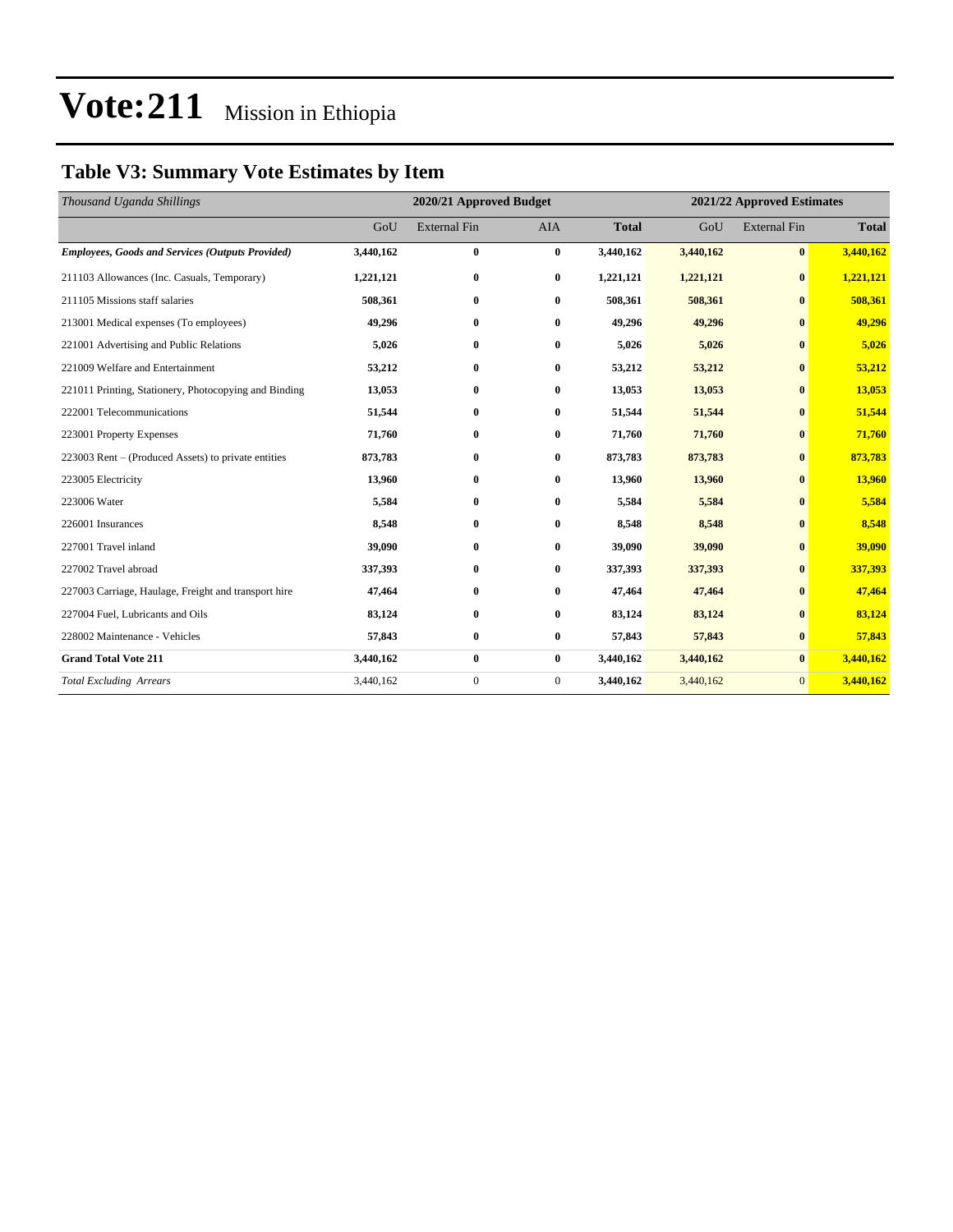# Vote:211 Mission in Ethiopia

## Table V3: Summary Vote Estimates by Item

| *Thousand Uganda Shillings* | 2020/21 Approved Budget | | | | 2021/22 Approved Estimates | | |
|---|---|---|---|---|---|---|---|
| | GoU | External Fin | AIA | **Total** | GoU | External Fin | **Total** |
| ***Employees, Goods and Services (Outputs Provided)*** | **3,440,162** | **0** | **0** | **3,440,162** | **3,440,162** | **0** | **3,440,162** |
| 211103 Allowances (Inc. Casuals, Temporary) | **1,221,121** | **0** | **0** | **1,221,121** | **1,221,121** | **0** | **1,221,121** |
| 211105 Missions staff salaries | **508,361** | **0** | **0** | **508,361** | **508,361** | **0** | **508,361** |
| 213001 Medical expenses (To employees) | **49,296** | **0** | **0** | **49,296** | **49,296** | **0** | **49,296** |
| 221001 Advertising and Public Relations | **5,026** | **0** | **0** | **5,026** | **5,026** | **0** | **5,026** |
| 221009 Welfare and Entertainment | **53,212** | **0** | **0** | **53,212** | **53,212** | **0** | **53,212** |
| 221011 Printing, Stationery, Photocopying and Binding | **13,053** | **0** | **0** | **13,053** | **13,053** | **0** | **13,053** |
| 222001 Telecommunications | **51,544** | **0** | **0** | **51,544** | **51,544** | **0** | **51,544** |
| 223001 Property Expenses | **71,760** | **0** | **0** | **71,760** | **71,760** | **0** | **71,760** |
| 223003 Rent – (Produced Assets) to private entities | **873,783** | **0** | **0** | **873,783** | **873,783** | **0** | **873,783** |
| 223005 Electricity | **13,960** | **0** | **0** | **13,960** | **13,960** | **0** | **13,960** |
| 223006 Water | **5,584** | **0** | **0** | **5,584** | **5,584** | **0** | **5,584** |
| 226001 Insurances | **8,548** | **0** | **0** | **8,548** | **8,548** | **0** | **8,548** |
| 227001 Travel inland | **39,090** | **0** | **0** | **39,090** | **39,090** | **0** | **39,090** |
| 227002 Travel abroad | **337,393** | **0** | **0** | **337,393** | **337,393** | **0** | **337,393** |
| 227003 Carriage, Haulage, Freight and transport hire | **47,464** | **0** | **0** | **47,464** | **47,464** | **0** | **47,464** |
| 227004 Fuel, Lubricants and Oils | **83,124** | **0** | **0** | **83,124** | **83,124** | **0** | **83,124** |
| 228002 Maintenance - Vehicles | **57,843** | **0** | **0** | **57,843** | **57,843** | **0** | **57,843** |
| **Grand Total Vote 211** | **3,440,162** | **0** | **0** | **3,440,162** | **3,440,162** | **0** | **3,440,162** |
| *Total Excluding Arrears* | 3,440,162 | 0 | 0 | **3,440,162** | 3,440,162 | 0 | **3,440,162** |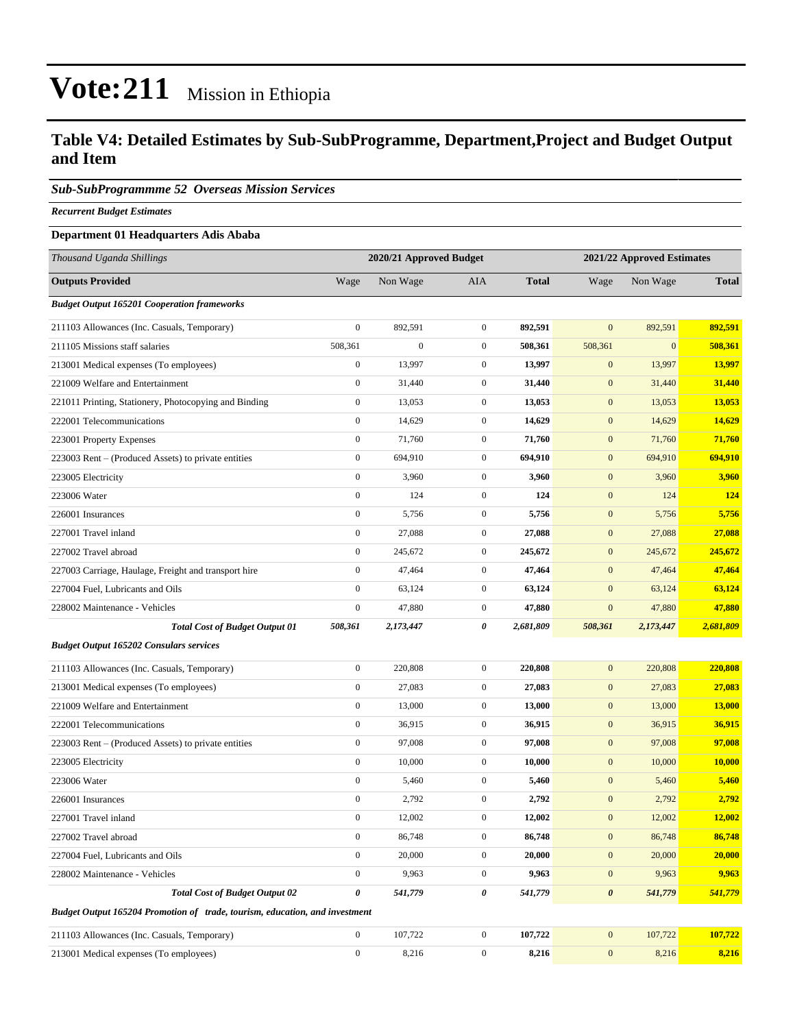# Vote:211 Mission in Ethiopia

## Table V4: Detailed Estimates by Sub-SubProgramme, Department,Project and Budget Output and Item

### *Sub-SubProgrammme 52 Overseas Mission Services*

***Recurrent Budget Estimates***

**Department 01 Headquarters Adis Ababa**

| *Thousand Uganda Shillings* | 2020/21 Approved Budget | | | | 2021/22 Approved Estimates | | |
|---|---|---|---|---|---|---|---|
| **Outputs Provided** | Wage | Non Wage | AIA | **Total** | Wage | Non Wage | **Total** |
| ***Budget Output 165201 Cooperation frameworks*** | | | | | | | |
| 211103 Allowances (Inc. Casuals, Temporary) | 0 | 892,591 | 0 | **892,591** | 0 | 892,591 | **892,591** |
| 211105 Missions staff salaries | 508,361 | 0 | 0 | **508,361** | 508,361 | 0 | **508,361** |
| 213001 Medical expenses (To employees) | 0 | 13,997 | 0 | **13,997** | 0 | 13,997 | **13,997** |
| 221009 Welfare and Entertainment | 0 | 31,440 | 0 | **31,440** | 0 | 31,440 | **31,440** |
| 221011 Printing, Stationery, Photocopying and Binding | 0 | 13,053 | 0 | **13,053** | 0 | 13,053 | **13,053** |
| 222001 Telecommunications | 0 | 14,629 | 0 | **14,629** | 0 | 14,629 | **14,629** |
| 223001 Property Expenses | 0 | 71,760 | 0 | **71,760** | 0 | 71,760 | **71,760** |
| 223003 Rent – (Produced Assets) to private entities | 0 | 694,910 | 0 | **694,910** | 0 | 694,910 | **694,910** |
| 223005 Electricity | 0 | 3,960 | 0 | **3,960** | 0 | 3,960 | **3,960** |
| 223006 Water | 0 | 124 | 0 | **124** | 0 | 124 | **124** |
| 226001 Insurances | 0 | 5,756 | 0 | **5,756** | 0 | 5,756 | **5,756** |
| 227001 Travel inland | 0 | 27,088 | 0 | **27,088** | 0 | 27,088 | **27,088** |
| 227002 Travel abroad | 0 | 245,672 | 0 | **245,672** | 0 | 245,672 | **245,672** |
| 227003 Carriage, Haulage, Freight and transport hire | 0 | 47,464 | 0 | **47,464** | 0 | 47,464 | **47,464** |
| 227004 Fuel, Lubricants and Oils | 0 | 63,124 | 0 | **63,124** | 0 | 63,124 | **63,124** |
| 228002 Maintenance - Vehicles | 0 | 47,880 | 0 | **47,880** | 0 | 47,880 | **47,880** |
| ***Total Cost of Budget Output 01*** | ***508,361*** | ***2,173,447*** | ***0*** | ***2,681,809*** | ***508,361*** | ***2,173,447*** | ***2,681,809*** |
| ***Budget Output 165202 Consulars services*** | | | | | | | |
| 211103 Allowances (Inc. Casuals, Temporary) | 0 | 220,808 | 0 | **220,808** | 0 | 220,808 | **220,808** |
| 213001 Medical expenses (To employees) | 0 | 27,083 | 0 | **27,083** | 0 | 27,083 | **27,083** |
| 221009 Welfare and Entertainment | 0 | 13,000 | 0 | **13,000** | 0 | 13,000 | **13,000** |
| 222001 Telecommunications | 0 | 36,915 | 0 | **36,915** | 0 | 36,915 | **36,915** |
| 223003 Rent – (Produced Assets) to private entities | 0 | 97,008 | 0 | **97,008** | 0 | 97,008 | **97,008** |
| 223005 Electricity | 0 | 10,000 | 0 | **10,000** | 0 | 10,000 | **10,000** |
| 223006 Water | 0 | 5,460 | 0 | **5,460** | 0 | 5,460 | **5,460** |
| 226001 Insurances | 0 | 2,792 | 0 | **2,792** | 0 | 2,792 | **2,792** |
| 227001 Travel inland | 0 | 12,002 | 0 | **12,002** | 0 | 12,002 | **12,002** |
| 227002 Travel abroad | 0 | 86,748 | 0 | **86,748** | 0 | 86,748 | **86,748** |
| 227004 Fuel, Lubricants and Oils | 0 | 20,000 | 0 | **20,000** | 0 | 20,000 | **20,000** |
| 228002 Maintenance - Vehicles | 0 | 9,963 | 0 | **9,963** | 0 | 9,963 | **9,963** |
| ***Total Cost of Budget Output 02*** | ***0*** | ***541,779*** | ***0*** | ***541,779*** | ***0*** | ***541,779*** | ***541,779*** |
| ***Budget Output 165204 Promotion of trade, tourism, education, and investment*** | | | | | | | |
| 211103 Allowances (Inc. Casuals, Temporary) | 0 | 107,722 | 0 | **107,722** | 0 | 107,722 | **107,722** |
| 213001 Medical expenses (To employees) | 0 | 8,216 | 0 | **8,216** | 0 | 8,216 | **8,216** |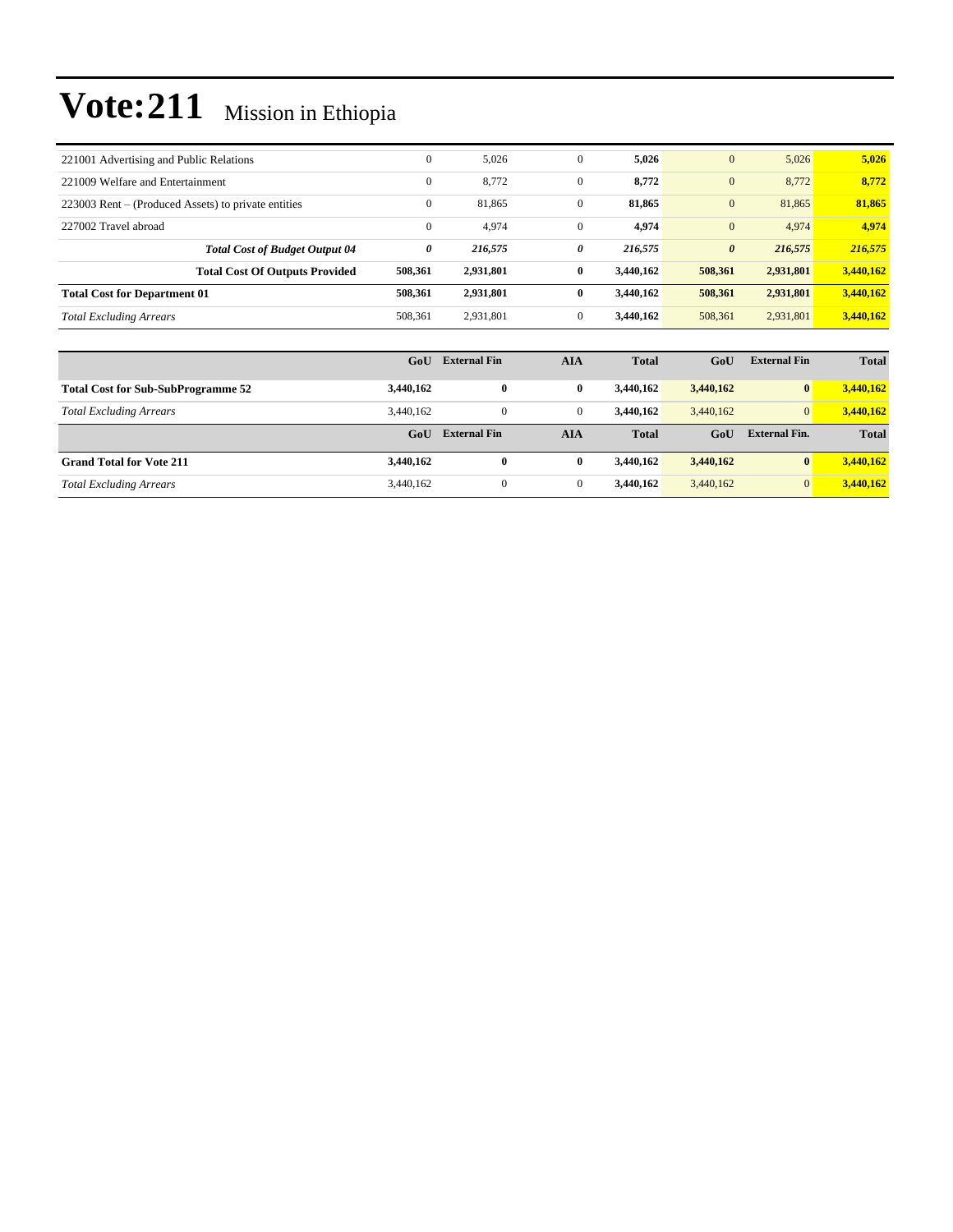# Vote:211 Mission in Ethiopia

| | | | | | | | |
|---|---|---|---|---|---|---|---|
| 221001 Advertising and Public Relations | 0 | 5,026 | 0 | **5,026** | 0 | 5,026 | **5,026** |
| 221009 Welfare and Entertainment | 0 | 8,772 | 0 | **8,772** | 0 | 8,772 | **8,772** |
| 223003 Rent – (Produced Assets) to private entities | 0 | 81,865 | 0 | **81,865** | 0 | 81,865 | **81,865** |
| 227002 Travel abroad | 0 | 4,974 | 0 | **4,974** | 0 | 4,974 | **4,974** |
| ***Total Cost of Budget Output 04*** | ***0*** | ***216,575*** | ***0*** | ***216,575*** | ***0*** | ***216,575*** | ***216,575*** |
| **Total Cost Of Outputs Provided** | **508,361** | **2,931,801** | **0** | **3,440,162** | **508,361** | **2,931,801** | **3,440,162** |
| **Total Cost for Department 01** | **508,361** | **2,931,801** | **0** | **3,440,162** | **508,361** | **2,931,801** | **3,440,162** |
| *Total Excluding Arrears* | 508,361 | 2,931,801 | 0 | **3,440,162** | 508,361 | 2,931,801 | **3,440,162** |

| | GoU | External Fin | AIA | Total | GoU | External Fin | Total |
|---|---|---|---|---|---|---|---|
| **Total Cost for Sub-SubProgramme 52** | **3,440,162** | **0** | **0** | **3,440,162** | **3,440,162** | **0** | **3,440,162** |
| *Total Excluding Arrears* | 3,440,162 | 0 | 0 | **3,440,162** | 3,440,162 | 0 | **3,440,162** |
| | **GoU** | **External Fin** | **AIA** | **Total** | **GoU** | **External Fin.** | **Total** |
| **Grand Total for Vote 211** | **3,440,162** | **0** | **0** | **3,440,162** | **3,440,162** | **0** | **3,440,162** |
| *Total Excluding Arrears* | 3,440,162 | 0 | 0 | **3,440,162** | 3,440,162 | 0 | **3,440,162** |